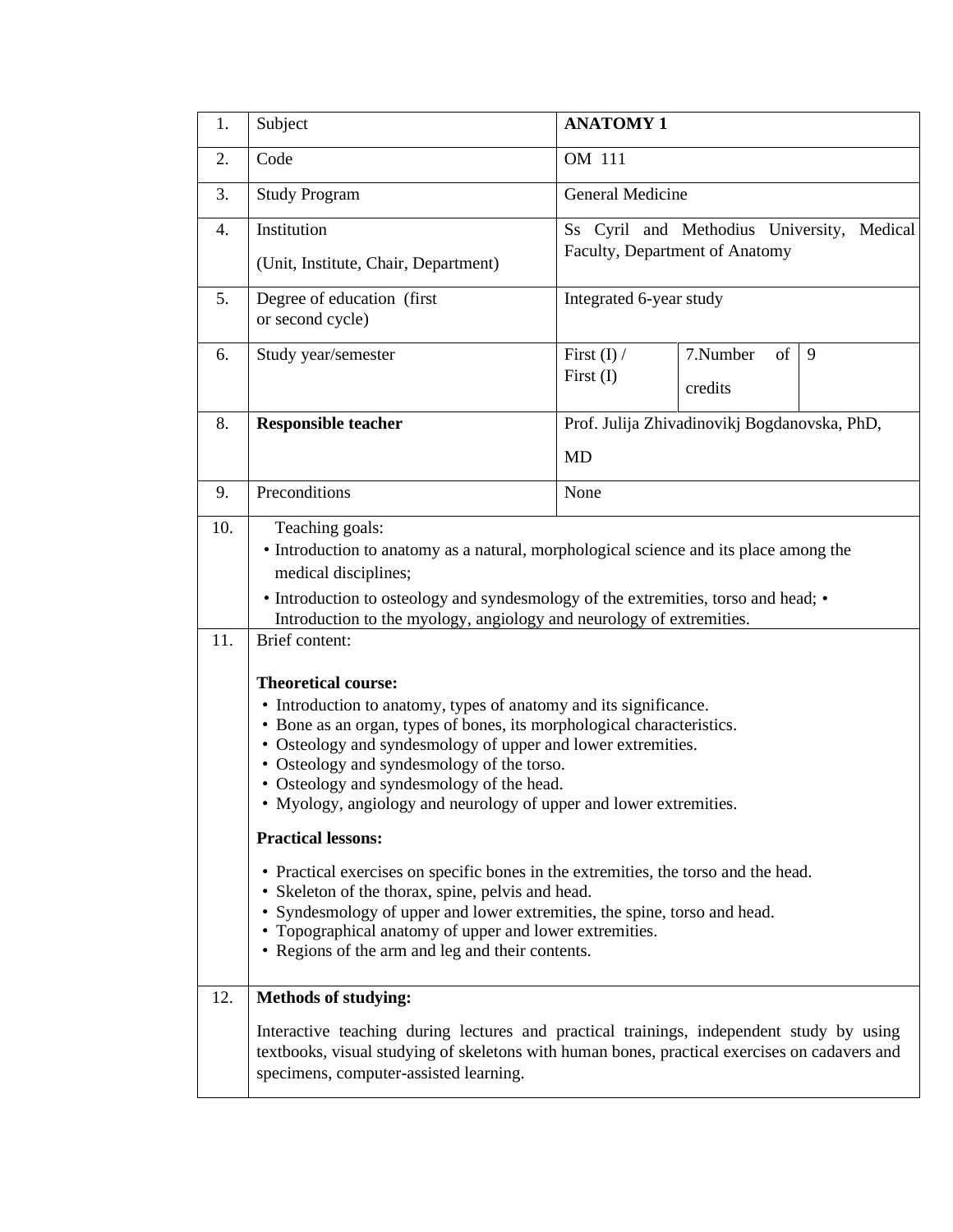| | | | | |
|---|---|---|---|---|
| 1. | Subject | **ANATOMY 1** | | |
| 2. | Code | OM 111 | | |
| 3. | Study Program | General Medicine | | |
| 4. | Institution<br>(Unit, Institute, Chair, Department) | Ss Cyril and Methodius University, Medical Faculty, Department of Anatomy | | |
| 5. | Degree of education (first or second cycle) | Integrated 6-year study | | |
| 6. | Study year/semester | First (I) / First (I) | 7.Number of credits | 9 |
| 8. | **Responsible teacher** | Prof. Julija Zhivadinovikj Bogdanovska, PhD, MD | | |
| 9. | Preconditions | None | | |
| 10. | Teaching goals:<br>• Introduction to anatomy as a natural, morphological science and its place among the medical disciplines;<br>• Introduction to osteology and syndesmology of the extremities, torso and head; • Introduction to the myology, angiology and neurology of extremities. | | | |
| 11. | Brief content:<br><br>**Theoretical course:**<br>• Introduction to anatomy, types of anatomy and its significance.<br>• Bone as an organ, types of bones, its morphological characteristics.<br>• Osteology and syndesmology of upper and lower extremities.<br>• Osteology and syndesmology of the torso.<br>• Osteology and syndesmology of the head.<br>• Myology, angiology and neurology of upper and lower extremities.<br><br>**Practical lessons:**<br>• Practical exercises on specific bones in the extremities, the torso and the head.<br>• Skeleton of the thorax, spine, pelvis and head.<br>• Syndesmology of upper and lower extremities, the spine, torso and head.<br>• Topographical anatomy of upper and lower extremities.<br>• Regions of the arm and leg and their contents. | | | |
| 12. | **Methods of studying:**<br><br>Interactive teaching during lectures and practical trainings, independent study by using textbooks, visual studying of skeletons with human bones, practical exercises on cadavers and specimens, computer-assisted learning. | | | |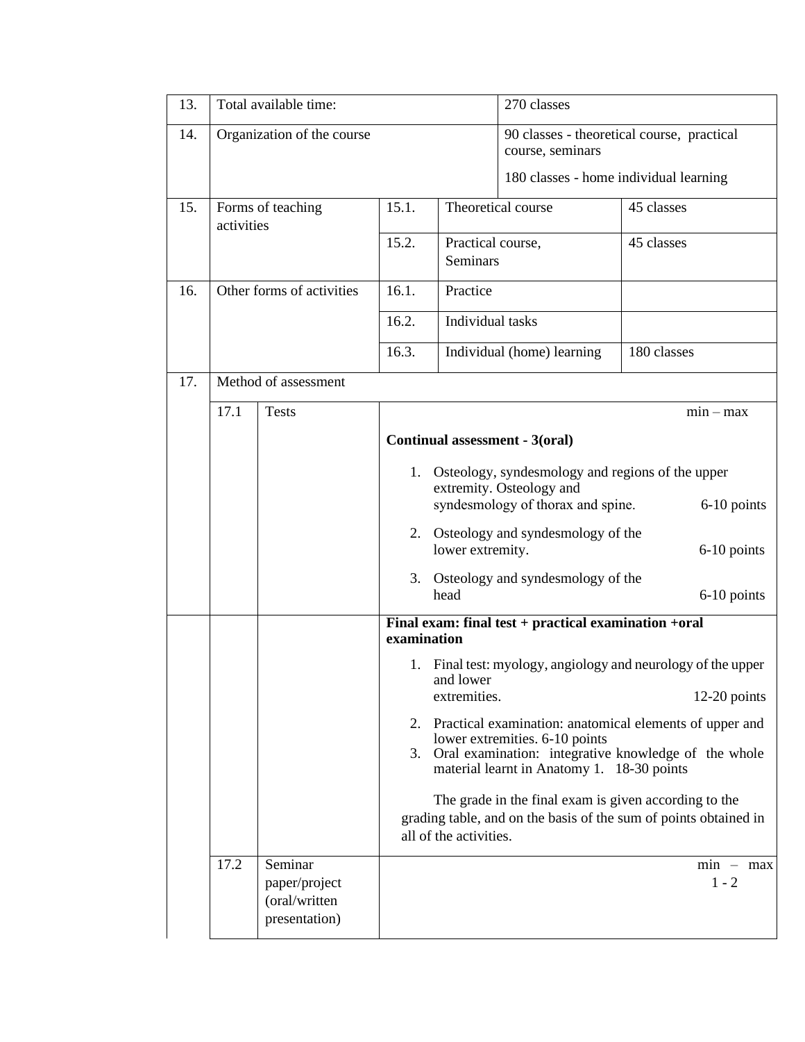| | | | | | |
|---|---|---|---|---|---|
| 13. | Total available time: | | | 270 classes | |
| 14. | Organization of the course | | | 90 classes - theoretical course, practical course, seminars<br><br>180 classes - home individual learning | |
| 15. | Forms of teaching activities | 15.1. | Theoretical course | | 45 classes |
| | | 15.2. | Practical course, Seminars | | 45 classes |
| 16. | Other forms of activities | 16.1. | Practice | | |
| | | 16.2. | Individual tasks | | |
| | | 16.3. | Individual (home) learning | | 180 classes |

| | | | |
|---|---|---|---|
| 17. | Method of assessment | | |
| | 17.1 | Tests | min – max<br><br>**Continual assessment - 3(oral)**<br><br>1. Osteology, syndesmology and regions of the upper extremity. Osteology and syndesmology of thorax and spine. 6-10 points<br>2. Osteology and syndesmology of the lower extremity. 6-10 points<br>3. Osteology and syndesmology of the head 6-10 points |
| | | | **Final exam: final test + practical examination +oral examination**<br><br>1. Final test: myology, angiology and neurology of the upper and lower extremities. 12-20 points<br>2. Practical examination: anatomical elements of upper and lower extremities. 6-10 points<br>3. Oral examination: integrative knowledge of the whole material learnt in Anatomy 1. 18-30 points<br><br>The grade in the final exam is given according to the grading table, and on the basis of the sum of points obtained in all of the activities. |
| | 17.2 | Seminar paper/project (oral/written presentation) | min – max<br>1 - 2 |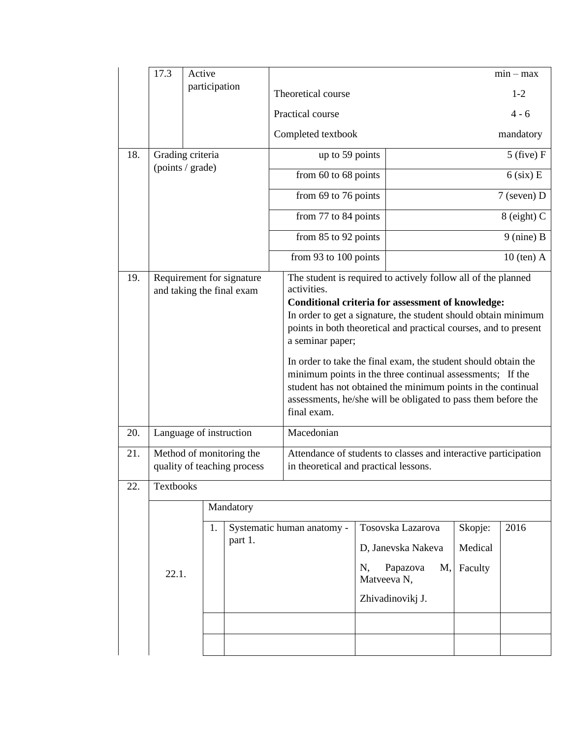| | | | | |
|---|---|---|---|---|
| | 17.3 | Active participation | | min – max |
| | | | Theoretical course | 1-2 |
| | | | Practical course | 4 - 6 |
| | | | Completed textbook | mandatory |
| 18. | Grading criteria (points / grade) | | up to 59 points | 5 (five) F |
| | | | from 60 to 68 points | 6 (six) E |
| | | | from 69 to 76 points | 7 (seven) D |
| | | | from 77 to 84 points | 8 (eight) C |
| | | | from 85 to 92 points | 9 (nine) B |
| | | | from 93 to 100 points | 10 (ten) A |
| 19. | Requirement for signature and taking the final exam | | The student is required to actively follow all of the planned activities.<br>**Conditional criteria for assessment of knowledge:**<br>In order to get a signature, the student should obtain minimum points in both theoretical and practical courses, and to present a seminar paper;<br><br>In order to take the final exam, the student should obtain the minimum points in the three continual assessments; If the student has not obtained the minimum points in the continual assessments, he/she will be obligated to pass them before the final exam. | |
| 20. | Language of instruction | | Macedonian | |
| 21. | Method of monitoring the quality of teaching process | | Attendance of students to classes and interactive participation in theoretical and practical lessons. | |

| | | | | | | |
|---|---|---|---|---|---|---|
| 22. | Textbooks | | | | | |
| | | Mandatory | | | | |
| | 22.1. | 1. | Systematic human anatomy - part 1. | Tosovska Lazarova D, Janevska Nakeva N, Papazova M, Matveeva N, Zhivadinovikj J. | Skopje: Medical Faculty | 2016 |
| | | | | | | |
| | | | | | | |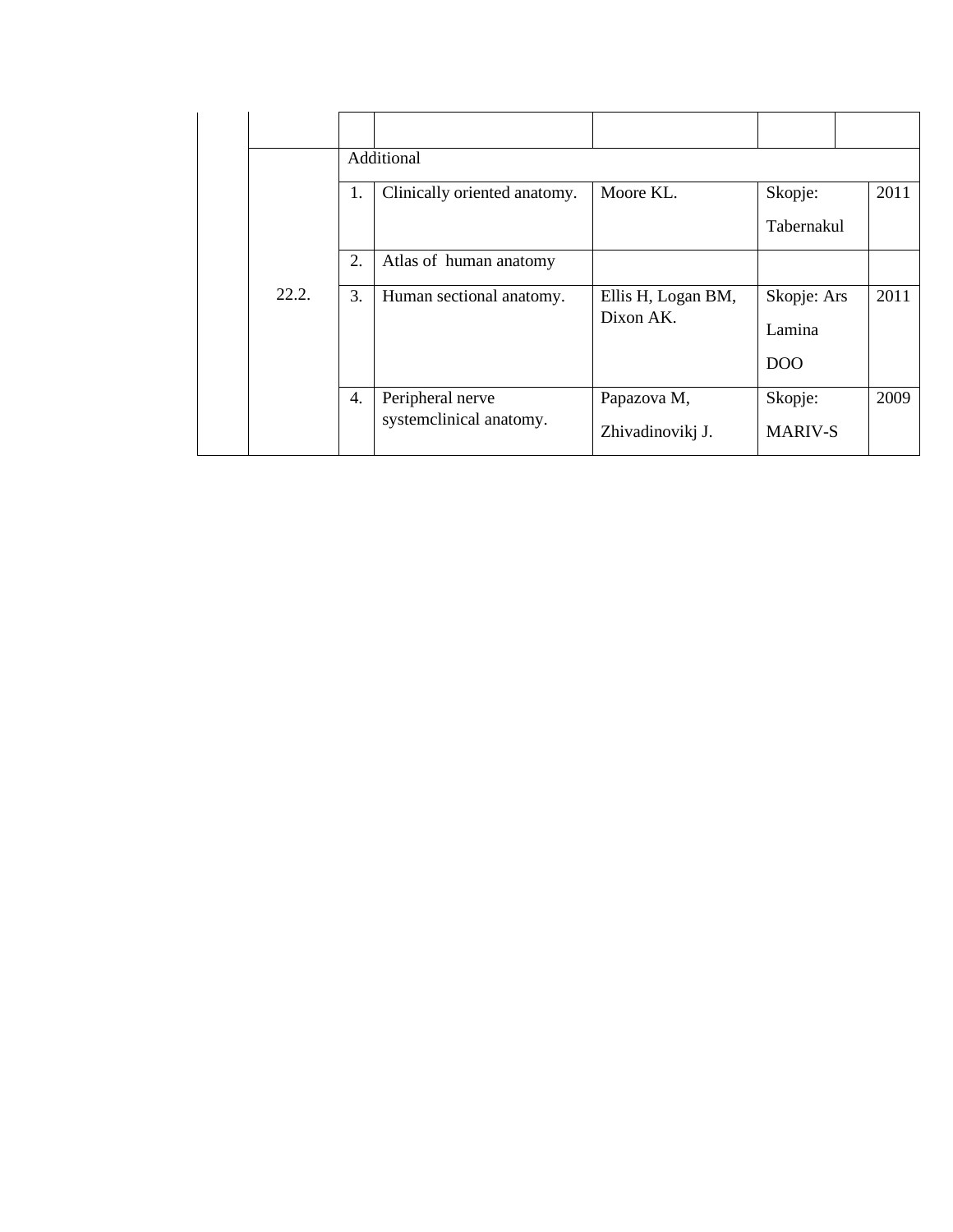| | | | | | | |
|---|---|---|---|---|---|---|
| | | | | | | |
| | 22.2. | Additional | | | | |
| | | 1. | Clinically oriented anatomy. | Moore KL. | Skopje: Tabernakul | 2011 |
| | | 2. | Atlas of human anatomy | | | |
| | | 3. | Human sectional anatomy. | Ellis H, Logan BM, Dixon AK. | Skopje: Ars Lamina DOO | 2011 |
| | | 4. | Peripheral nerve systemclinical anatomy. | Papazova M, Zhivadinovikj J. | Skopje: MARIV-S | 2009 |